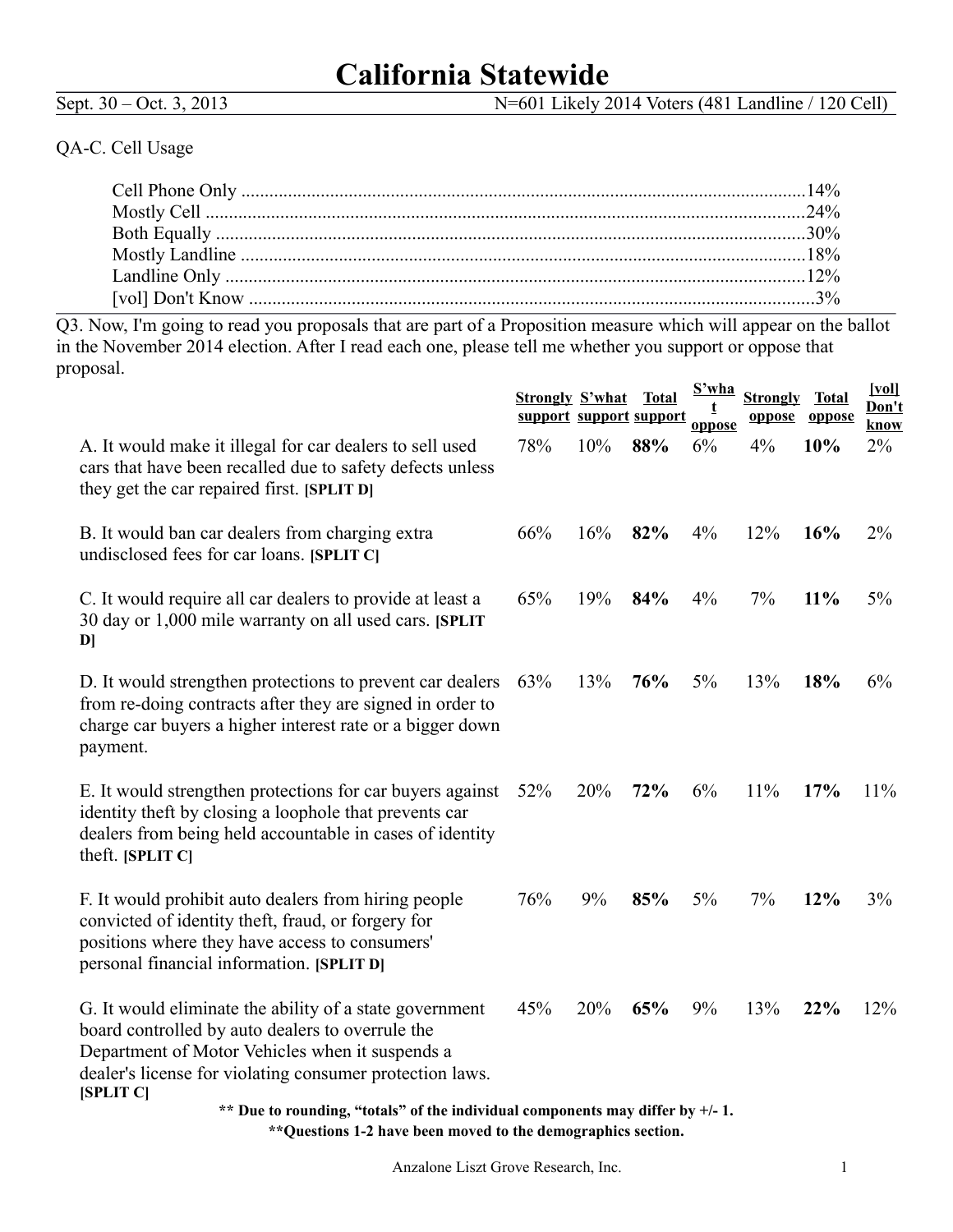# California Statewide

Sept. 30 – Oct. 3, 2013 N=601 Likely 2014 Voters (481 Landline / 120 Cell)

QA-C. Cell Usage

| | |
|---|---|
| Cell Phone Only | 14% |
| Mostly Cell | 24% |
| Both Equally | 30% |
| Mostly Landline | 18% |
| Landline Only | 12% |
| [vol] Don't Know | 3% |

Q3. Now, I'm going to read you proposals that are part of a Proposition measure which will appear on the ballot in the November 2014 election. After I read each one, please tell me whether you support or oppose that proposal.

| | Strongly support | S'what support | Total support | S'what oppose | Strongly oppose | Total oppose | [vol] Don't know |
|---|---|---|---|---|---|---|---|
| A. It would make it illegal for car dealers to sell used cars that have been recalled due to safety defects unless they get the car repaired first. **[SPLIT D]** | 78% | 10% | **88%** | 6% | 4% | **10%** | 2% |
| B. It would ban car dealers from charging extra undisclosed fees for car loans. **[SPLIT C]** | 66% | 16% | **82%** | 4% | 12% | **16%** | 2% |
| C. It would require all car dealers to provide at least a 30 day or 1,000 mile warranty on all used cars. **[SPLIT D]** | 65% | 19% | **84%** | 4% | 7% | **11%** | 5% |
| D. It would strengthen protections to prevent car dealers from re-doing contracts after they are signed in order to charge car buyers a higher interest rate or a bigger down payment. | 63% | 13% | **76%** | 5% | 13% | **18%** | 6% |
| E. It would strengthen protections for car buyers against identity theft by closing a loophole that prevents car dealers from being held accountable in cases of identity theft. **[SPLIT C]** | 52% | 20% | **72%** | 6% | 11% | **17%** | 11% |
| F. It would prohibit auto dealers from hiring people convicted of identity theft, fraud, or forgery for positions where they have access to consumers' personal financial information. **[SPLIT D]** | 76% | 9% | **85%** | 5% | 7% | **12%** | 3% |
| G. It would eliminate the ability of a state government board controlled by auto dealers to overrule the Department of Motor Vehicles when it suspends a dealer's license for violating consumer protection laws. **[SPLIT C]** | 45% | 20% | **65%** | 9% | 13% | **22%** | 12% |

**** Due to rounding, "totals" of the individual components may differ by +/- 1.**

****Questions 1-2 have been moved to the demographics section.**

Anzalone Liszt Grove Research, Inc.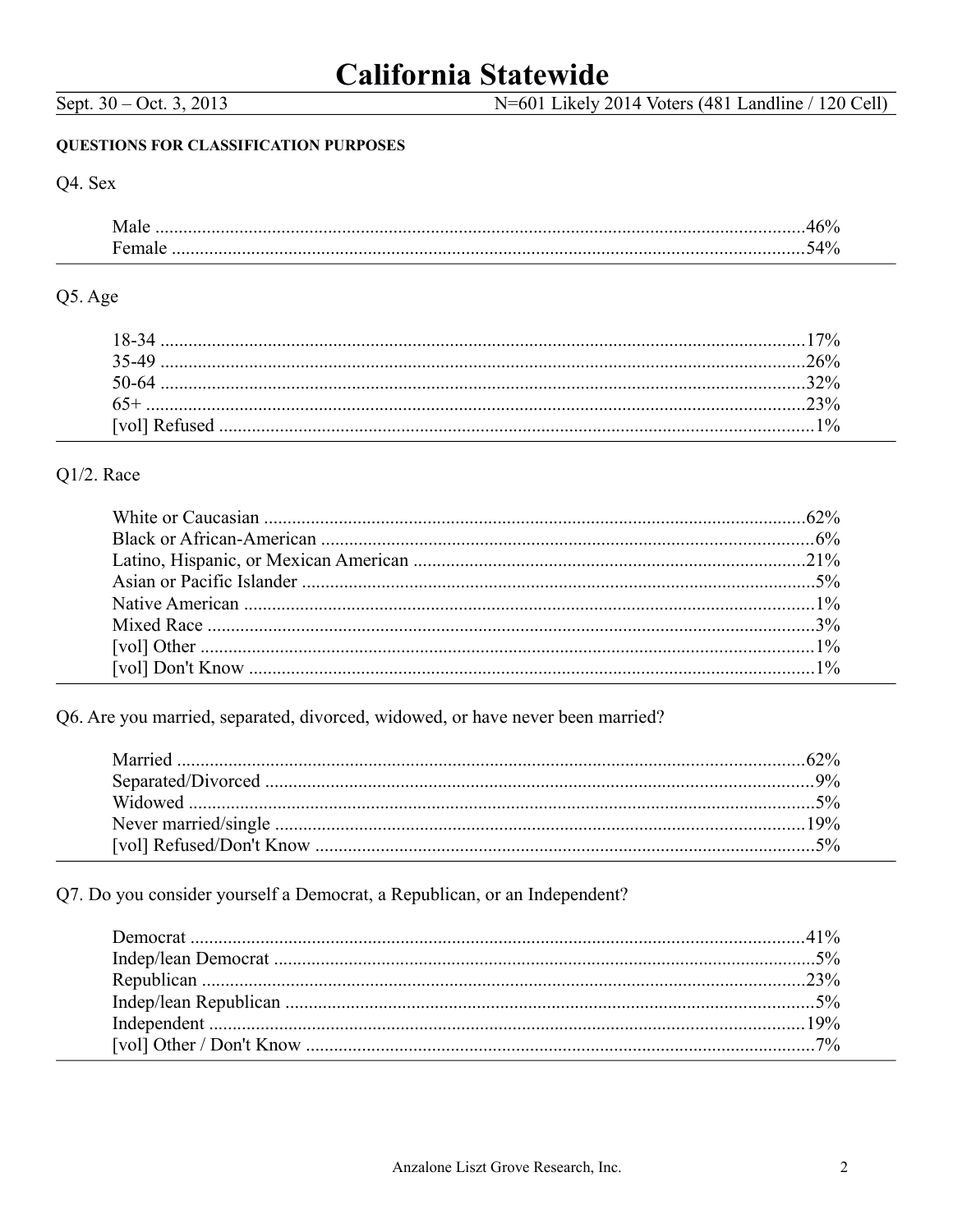# California Statewide

Sept. 30 – Oct. 3, 2013 N=601 Likely 2014 Voters (481 Landline / 120 Cell)

**QUESTIONS FOR CLASSIFICATION PURPOSES**

Q4. Sex

| | |
|---|---|
| Male | 46% |
| Female | 54% |

Q5. Age

| | |
|---|---|
| 18-34 | 17% |
| 35-49 | 26% |
| 50-64 | 32% |
| 65+ | 23% |
| [vol] Refused | 1% |

Q1/2. Race

| | |
|---|---|
| White or Caucasian | 62% |
| Black or African-American | 6% |
| Latino, Hispanic, or Mexican American | 21% |
| Asian or Pacific Islander | 5% |
| Native American | 1% |
| Mixed Race | 3% |
| [vol] Other | 1% |
| [vol] Don't Know | 1% |

Q6. Are you married, separated, divorced, widowed, or have never been married?

| | |
|---|---|
| Married | 62% |
| Separated/Divorced | 9% |
| Widowed | 5% |
| Never married/single | 19% |
| [vol] Refused/Don't Know | 5% |

Q7. Do you consider yourself a Democrat, a Republican, or an Independent?

| | |
|---|---|
| Democrat | 41% |
| Indep/lean Democrat | 5% |
| Republican | 23% |
| Indep/lean Republican | 5% |
| Independent | 19% |
| [vol] Other / Don't Know | 7% |

Anzalone Liszt Grove Research, Inc.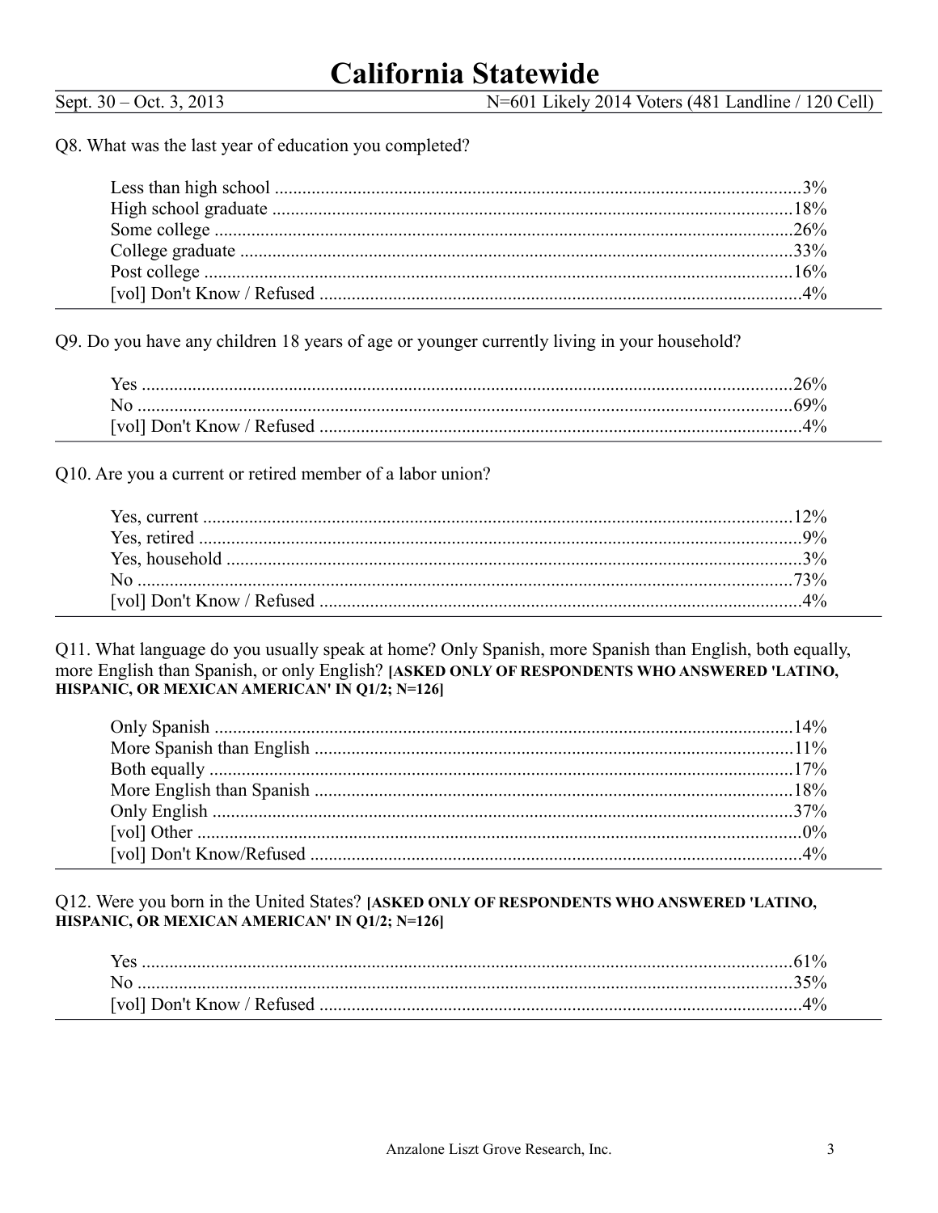# California Statewide

Sept. 30 – Oct. 3, 2013 N=601 Likely 2014 Voters (481 Landline / 120 Cell)

Q8. What was the last year of education you completed?

| | |
|---|---|
| Less than high school | 3% |
| High school graduate | 18% |
| Some college | 26% |
| College graduate | 33% |
| Post college | 16% |
| [vol] Don't Know / Refused | 4% |

Q9. Do you have any children 18 years of age or younger currently living in your household?

| | |
|---|---|
| Yes | 26% |
| No | 69% |
| [vol] Don't Know / Refused | 4% |

Q10. Are you a current or retired member of a labor union?

| | |
|---|---|
| Yes, current | 12% |
| Yes, retired | 9% |
| Yes, household | 3% |
| No | 73% |
| [vol] Don't Know / Refused | 4% |

Q11. What language do you usually speak at home? Only Spanish, more Spanish than English, both equally, more English than Spanish, or only English? **[ASKED ONLY OF RESPONDENTS WHO ANSWERED 'LATINO, HISPANIC, OR MEXICAN AMERICAN' IN Q1/2; N=126]**

| | |
|---|---|
| Only Spanish | 14% |
| More Spanish than English | 11% |
| Both equally | 17% |
| More English than Spanish | 18% |
| Only English | 37% |
| [vol] Other | 0% |
| [vol] Don't Know/Refused | 4% |

Q12. Were you born in the United States? **[ASKED ONLY OF RESPONDENTS WHO ANSWERED 'LATINO, HISPANIC, OR MEXICAN AMERICAN' IN Q1/2; N=126]**

| | |
|---|---|
| Yes | 61% |
| No | 35% |
| [vol] Don't Know / Refused | 4% |

Anzalone Liszt Grove Research, Inc.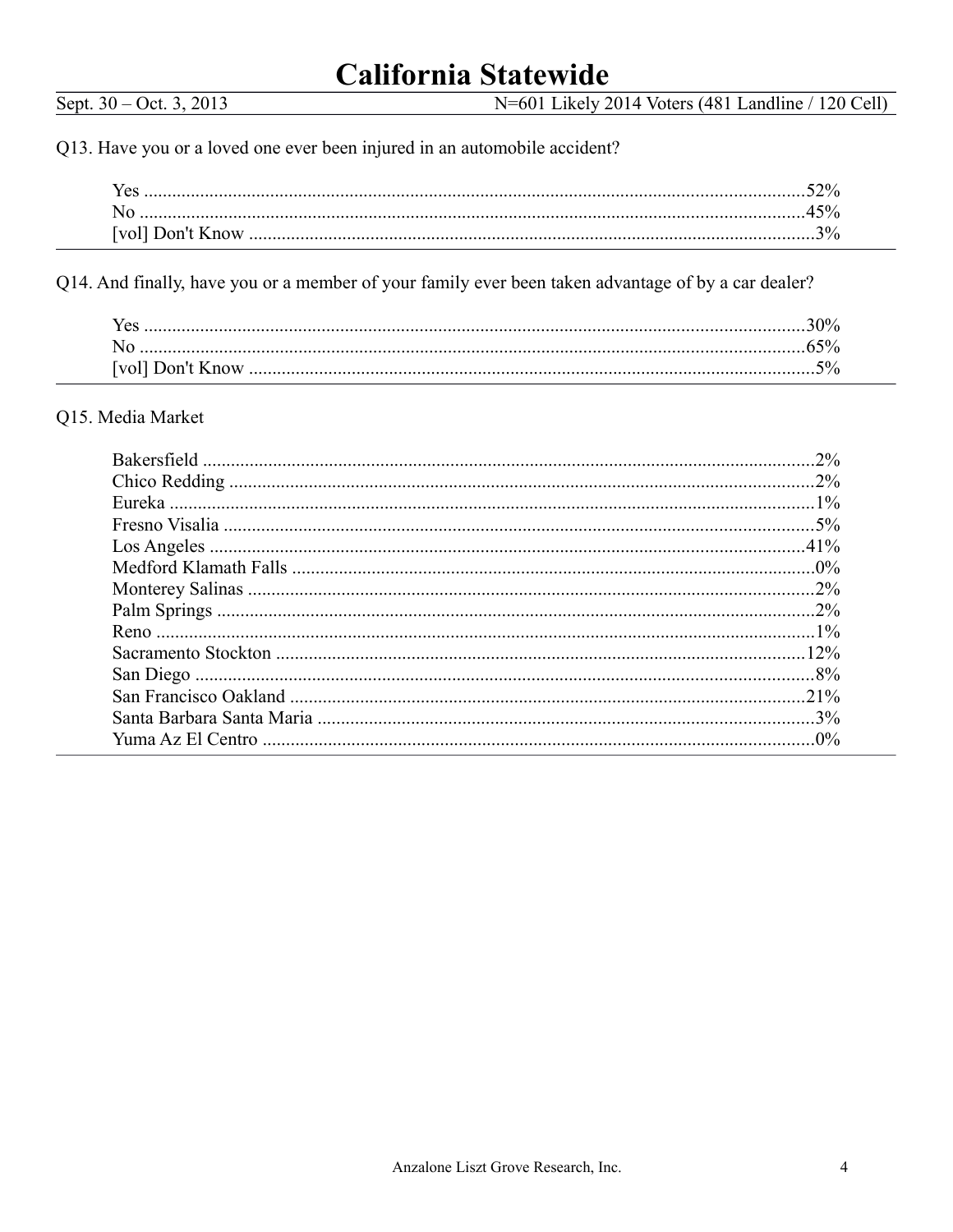# California Statewide

Sept. 30 – Oct. 3, 2013 N=601 Likely 2014 Voters (481 Landline / 120 Cell)

Q13. Have you or a loved one ever been injured in an automobile accident?

| | |
|---|---|
| Yes | 52% |
| No | 45% |
| [vol] Don't Know | 3% |

Q14. And finally, have you or a member of your family ever been taken advantage of by a car dealer?

| | |
|---|---|
| Yes | 30% |
| No | 65% |
| [vol] Don't Know | 5% |

Q15. Media Market

| | |
|---|---|
| Bakersfield | 2% |
| Chico Redding | 2% |
| Eureka | 1% |
| Fresno Visalia | 5% |
| Los Angeles | 41% |
| Medford Klamath Falls | 0% |
| Monterey Salinas | 2% |
| Palm Springs | 2% |
| Reno | 1% |
| Sacramento Stockton | 12% |
| San Diego | 8% |
| San Francisco Oakland | 21% |
| Santa Barbara Santa Maria | 3% |
| Yuma Az El Centro | 0% |

Anzalone Liszt Grove Research, Inc.